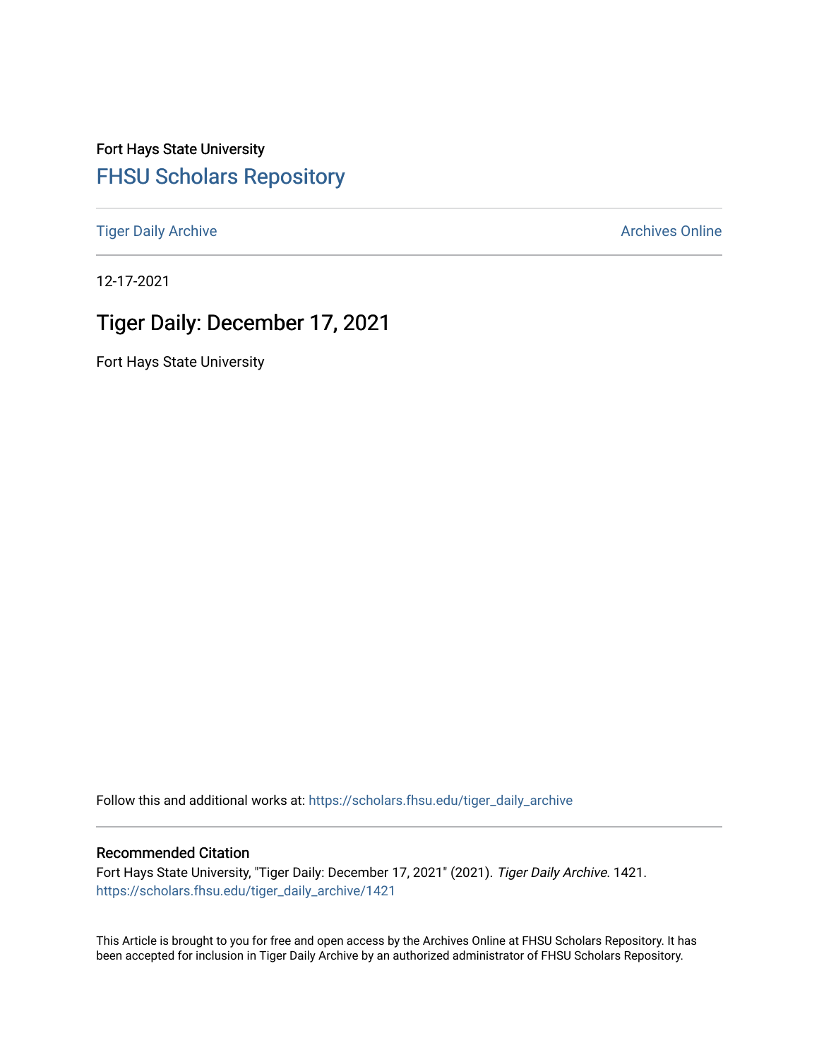Fort Hays State University

# FHSU Scholars Repository

Tiger Daily Archive | Archives Online

12-17-2021

## Tiger Daily: December 17, 2021

Fort Hays State University

Follow this and additional works at: https://scholars.fhsu.edu/tiger_daily_archive

### Recommended Citation

Fort Hays State University, "Tiger Daily: December 17, 2021" (2021). *Tiger Daily Archive*. 1421.
https://scholars.fhsu.edu/tiger_daily_archive/1421

This Article is brought to you for free and open access by the Archives Online at FHSU Scholars Repository. It has been accepted for inclusion in Tiger Daily Archive by an authorized administrator of FHSU Scholars Repository.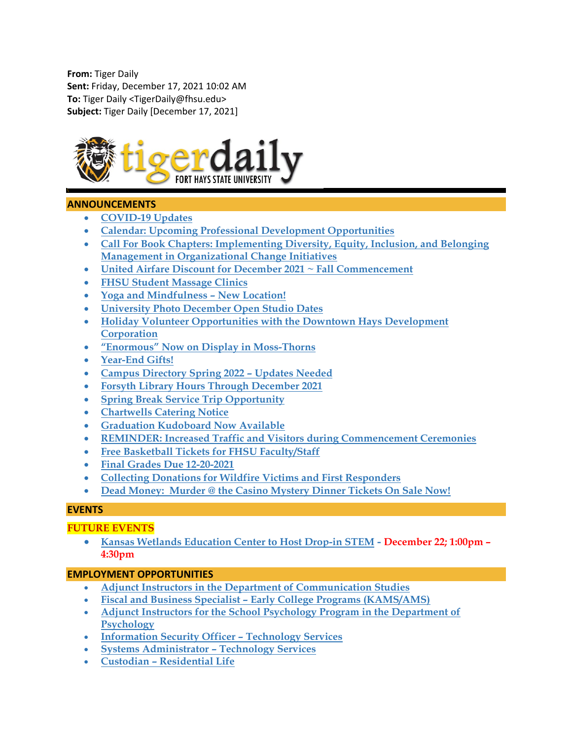**From:** Tiger Daily
**Sent:** Friday, December 17, 2021 10:02 AM
**To:** Tiger Daily <TigerDaily@fhsu.edu>
**Subject:** Tiger Daily [December 17, 2021]

tigerdaily FORT HAYS STATE UNIVERSITY

## ANNOUNCEMENTS

- COVID-19 Updates
- Calendar: Upcoming Professional Development Opportunities
- Call For Book Chapters: Implementing Diversity, Equity, Inclusion, and Belonging Management in Organizational Change Initiatives
- United Airfare Discount for December 2021 ~ Fall Commencement
- FHSU Student Massage Clinics
- Yoga and Mindfulness – New Location!
- University Photo December Open Studio Dates
- Holiday Volunteer Opportunities with the Downtown Hays Development Corporation
- "Enormous" Now on Display in Moss-Thorns
- Year-End Gifts!
- Campus Directory Spring 2022 – Updates Needed
- Forsyth Library Hours Through December 2021
- Spring Break Service Trip Opportunity
- Chartwells Catering Notice
- Graduation Kudoboard Now Available
- REMINDER: Increased Traffic and Visitors during Commencement Ceremonies
- Free Basketball Tickets for FHSU Faculty/Staff
- Final Grades Due 12-20-2021
- Collecting Donations for Wildfire Victims and First Responders
- Dead Money: Murder @ the Casino Mystery Dinner Tickets On Sale Now!

## EVENTS

### FUTURE EVENTS

- Kansas Wetlands Education Center to Host Drop-in STEM - **December 22; 1:00pm – 4:30pm**

## EMPLOYMENT OPPORTUNITIES

- Adjunct Instructors in the Department of Communication Studies
- Fiscal and Business Specialist – Early College Programs (KAMS/AMS)
- Adjunct Instructors for the School Psychology Program in the Department of Psychology
- Information Security Officer – Technology Services
- Systems Administrator – Technology Services
- Custodian – Residential Life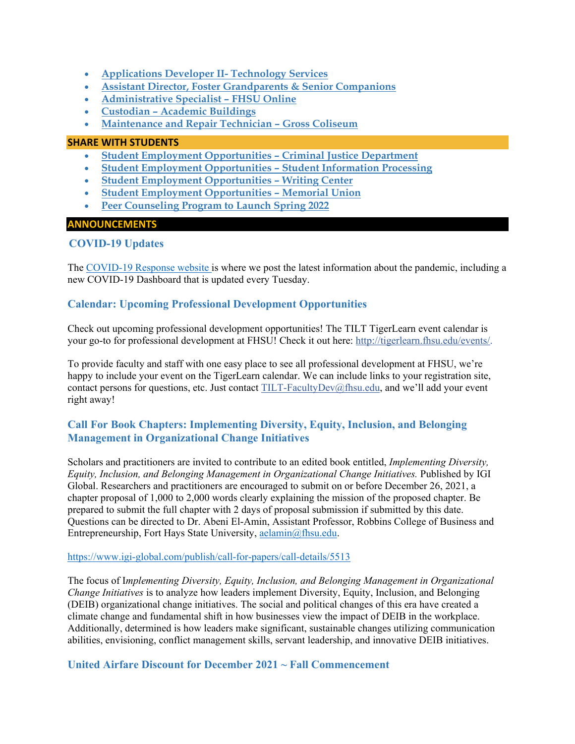- **Applications Developer II- Technology Services**
- **Assistant Director, Foster Grandparents & Senior Companions**
- **Administrative Specialist – FHSU Online**
- **Custodian – Academic Buildings**
- **Maintenance and Repair Technician – Gross Coliseum**

## SHARE WITH STUDENTS

- **Student Employment Opportunities – Criminal Justice Department**
- **Student Employment Opportunities – Student Information Processing**
- **Student Employment Opportunities – Writing Center**
- **Student Employment Opportunities – Memorial Union**
- **Peer Counseling Program to Launch Spring 2022**

## ANNOUNCEMENTS

### COVID-19 Updates

The COVID-19 Response website is where we post the latest information about the pandemic, including a new COVID-19 Dashboard that is updated every Tuesday.

### Calendar: Upcoming Professional Development Opportunities

Check out upcoming professional development opportunities! The TILT TigerLearn event calendar is your go-to for professional development at FHSU! Check it out here: http://tigerlearn.fhsu.edu/events/.

To provide faculty and staff with one easy place to see all professional development at FHSU, we're happy to include your event on the TigerLearn calendar. We can include links to your registration site, contact persons for questions, etc. Just contact TILT-FacultyDev@fhsu.edu, and we'll add your event right away!

### Call For Book Chapters: Implementing Diversity, Equity, Inclusion, and Belonging Management in Organizational Change Initiatives

Scholars and practitioners are invited to contribute to an edited book entitled, *Implementing Diversity, Equity, Inclusion, and Belonging Management in Organizational Change Initiatives.* Published by IGI Global. Researchers and practitioners are encouraged to submit on or before December 26, 2021, a chapter proposal of 1,000 to 2,000 words clearly explaining the mission of the proposed chapter. Be prepared to submit the full chapter with 2 days of proposal submission if submitted by this date. Questions can be directed to Dr. Abeni El-Amin, Assistant Professor, Robbins College of Business and Entrepreneurship, Fort Hays State University, aelamin@fhsu.edu.

https://www.igi-global.com/publish/call-for-papers/call-details/5513

The focus of I*mplementing Diversity, Equity, Inclusion, and Belonging Management in Organizational Change Initiatives* is to analyze how leaders implement Diversity, Equity, Inclusion, and Belonging (DEIB) organizational change initiatives. The social and political changes of this era have created a climate change and fundamental shift in how businesses view the impact of DEIB in the workplace. Additionally, determined is how leaders make significant, sustainable changes utilizing communication abilities, envisioning, conflict management skills, servant leadership, and innovative DEIB initiatives.

### United Airfare Discount for December 2021 ~ Fall Commencement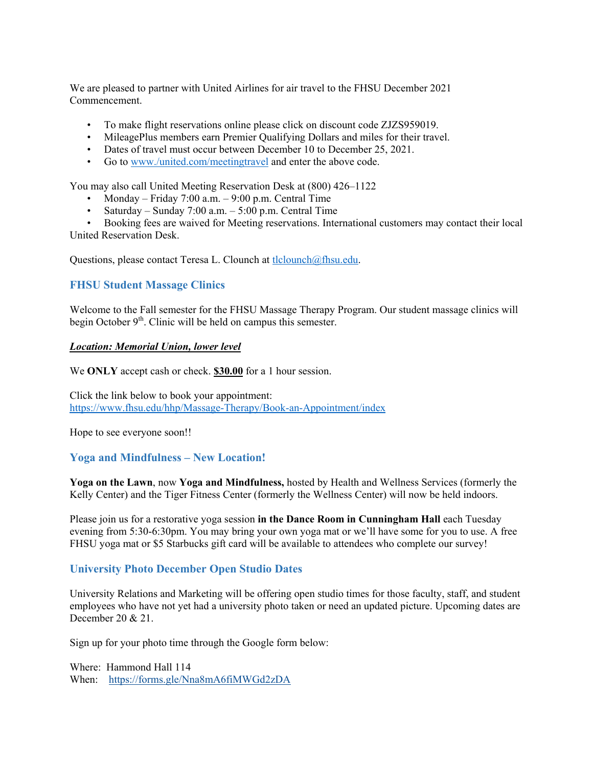We are pleased to partner with United Airlines for air travel to the FHSU December 2021 Commencement.

- To make flight reservations online please click on discount code ZJZS959019.
- MileagePlus members earn Premier Qualifying Dollars and miles for their travel.
- Dates of travel must occur between December 10 to December 25, 2021.
- Go to [www./united.com/meetingtravel](www./united.com/meetingtravel) and enter the above code.

You may also call United Meeting Reservation Desk at (800) 426–1122

- Monday – Friday 7:00 a.m. – 9:00 p.m. Central Time
- Saturday – Sunday 7:00 a.m. – 5:00 p.m. Central Time
- Booking fees are waived for Meeting reservations. International customers may contact their local United Reservation Desk.

Questions, please contact Teresa L. Clounch at [tlclounch@fhsu.edu](mailto:tlclounch@fhsu.edu).

## FHSU Student Massage Clinics

Welcome to the Fall semester for the FHSU Massage Therapy Program. Our student massage clinics will begin October 9th. Clinic will be held on campus this semester.

***Location: Memorial Union, lower level***

We **ONLY** accept cash or check. **$30.00** for a 1 hour session.

Click the link below to book your appointment:
[https://www.fhsu.edu/hhp/Massage-Therapy/Book-an-Appointment/index](https://www.fhsu.edu/hhp/Massage-Therapy/Book-an-Appointment/index)

Hope to see everyone soon!!

## Yoga and Mindfulness – New Location!

**Yoga on the Lawn**, now **Yoga and Mindfulness,** hosted by Health and Wellness Services (formerly the Kelly Center) and the Tiger Fitness Center (formerly the Wellness Center) will now be held indoors.

Please join us for a restorative yoga session **in the Dance Room in Cunningham Hall** each Tuesday evening from 5:30-6:30pm. You may bring your own yoga mat or we'll have some for you to use. A free FHSU yoga mat or $5 Starbucks gift card will be available to attendees who complete our survey!

## University Photo December Open Studio Dates

University Relations and Marketing will be offering open studio times for those faculty, staff, and student employees who have not yet had a university photo taken or need an updated picture. Upcoming dates are December 20 & 21.

Sign up for your photo time through the Google form below:

Where: Hammond Hall 114
When: [https://forms.gle/Nna8mA6fiMWGd2zDA](https://forms.gle/Nna8mA6fiMWGd2zDA)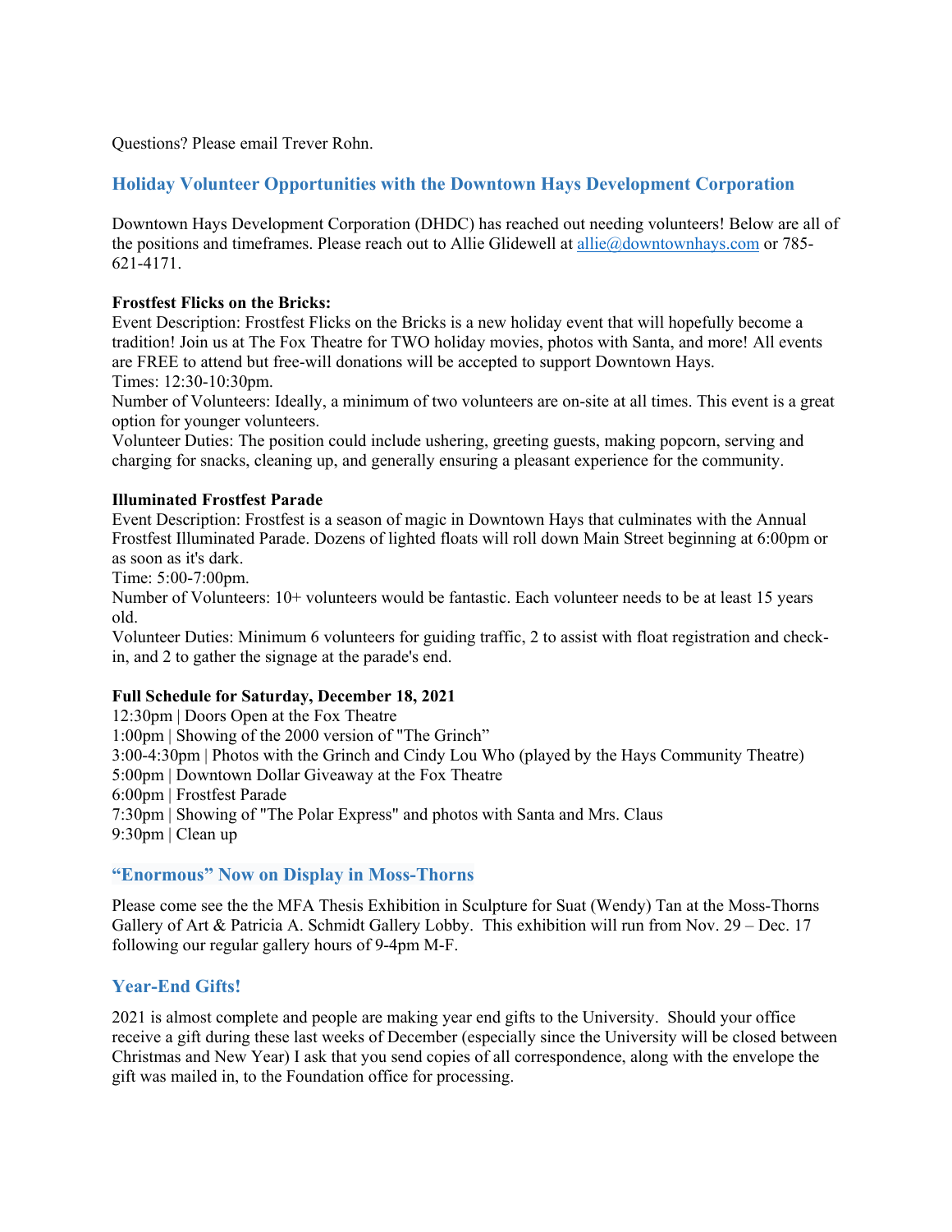Questions? Please email Trever Rohn.

## Holiday Volunteer Opportunities with the Downtown Hays Development Corporation

Downtown Hays Development Corporation (DHDC) has reached out needing volunteers! Below are all of the positions and timeframes. Please reach out to Allie Glidewell at [allie@downtownhays.com](mailto:allie@downtownhays.com) or 785-621-4171.

**Frostfest Flicks on the Bricks:**
Event Description: Frostfest Flicks on the Bricks is a new holiday event that will hopefully become a tradition! Join us at The Fox Theatre for TWO holiday movies, photos with Santa, and more! All events are FREE to attend but free-will donations will be accepted to support Downtown Hays.
Times: 12:30-10:30pm.
Number of Volunteers: Ideally, a minimum of two volunteers are on-site at all times. This event is a great option for younger volunteers.
Volunteer Duties: The position could include ushering, greeting guests, making popcorn, serving and charging for snacks, cleaning up, and generally ensuring a pleasant experience for the community.

**Illuminated Frostfest Parade**
Event Description: Frostfest is a season of magic in Downtown Hays that culminates with the Annual Frostfest Illuminated Parade. Dozens of lighted floats will roll down Main Street beginning at 6:00pm or as soon as it's dark.
Time: 5:00-7:00pm.
Number of Volunteers: 10+ volunteers would be fantastic. Each volunteer needs to be at least 15 years old.
Volunteer Duties: Minimum 6 volunteers for guiding traffic, 2 to assist with float registration and check-in, and 2 to gather the signage at the parade's end.

**Full Schedule for Saturday, December 18, 2021**
12:30pm | Doors Open at the Fox Theatre
1:00pm | Showing of the 2000 version of "The Grinch"
3:00-4:30pm | Photos with the Grinch and Cindy Lou Who (played by the Hays Community Theatre)
5:00pm | Downtown Dollar Giveaway at the Fox Theatre
6:00pm | Frostfest Parade
7:30pm | Showing of "The Polar Express" and photos with Santa and Mrs. Claus
9:30pm | Clean up

## "Enormous" Now on Display in Moss-Thorns

Please come see the the MFA Thesis Exhibition in Sculpture for Suat (Wendy) Tan at the Moss-Thorns Gallery of Art & Patricia A. Schmidt Gallery Lobby. This exhibition will run from Nov. 29 – Dec. 17 following our regular gallery hours of 9-4pm M-F.

## Year-End Gifts!

2021 is almost complete and people are making year end gifts to the University. Should your office receive a gift during these last weeks of December (especially since the University will be closed between Christmas and New Year) I ask that you send copies of all correspondence, along with the envelope the gift was mailed in, to the Foundation office for processing.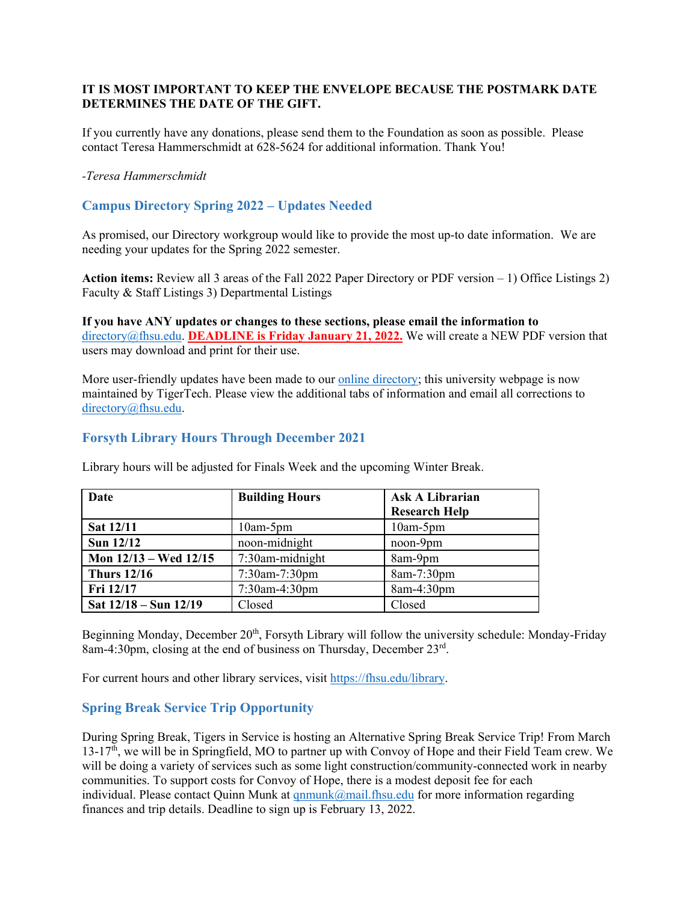**IT IS MOST IMPORTANT TO KEEP THE ENVELOPE BECAUSE THE POSTMARK DATE DETERMINES THE DATE OF THE GIFT.**

If you currently have any donations, please send them to the Foundation as soon as possible. Please contact Teresa Hammerschmidt at 628-5624 for additional information. Thank You!

*-Teresa Hammerschmidt*

## Campus Directory Spring 2022 – Updates Needed

As promised, our Directory workgroup would like to provide the most up-to date information. We are needing your updates for the Spring 2022 semester.

**Action items:** Review all 3 areas of the Fall 2022 Paper Directory or PDF version – 1) Office Listings 2) Faculty & Staff Listings 3) Departmental Listings

**If you have ANY updates or changes to these sections, please email the information to** directory@fhsu.edu. **DEADLINE is Friday January 21, 2022.** We will create a NEW PDF version that users may download and print for their use.

More user-friendly updates have been made to our online directory; this university webpage is now maintained by TigerTech. Please view the additional tabs of information and email all corrections to directory@fhsu.edu.

## Forsyth Library Hours Through December 2021

Library hours will be adjusted for Finals Week and the upcoming Winter Break.

| Date | Building Hours | Ask A Librarian Research Help |
|---|---|---|
| **Sat 12/11** | 10am-5pm | 10am-5pm |
| **Sun 12/12** | noon-midnight | noon-9pm |
| **Mon 12/13 – Wed 12/15** | 7:30am-midnight | 8am-9pm |
| **Thurs 12/16** | 7:30am-7:30pm | 8am-7:30pm |
| **Fri 12/17** | 7:30am-4:30pm | 8am-4:30pm |
| **Sat 12/18 – Sun 12/19** | Closed | Closed |

Beginning Monday, December 20th, Forsyth Library will follow the university schedule: Monday-Friday 8am-4:30pm, closing at the end of business on Thursday, December 23rd.

For current hours and other library services, visit https://fhsu.edu/library.

## Spring Break Service Trip Opportunity

During Spring Break, Tigers in Service is hosting an Alternative Spring Break Service Trip! From March 13-17th, we will be in Springfield, MO to partner up with Convoy of Hope and their Field Team crew. We will be doing a variety of services such as some light construction/community-connected work in nearby communities. To support costs for Convoy of Hope, there is a modest deposit fee for each individual. Please contact Quinn Munk at qnmunk@mail.fhsu.edu for more information regarding finances and trip details. Deadline to sign up is February 13, 2022.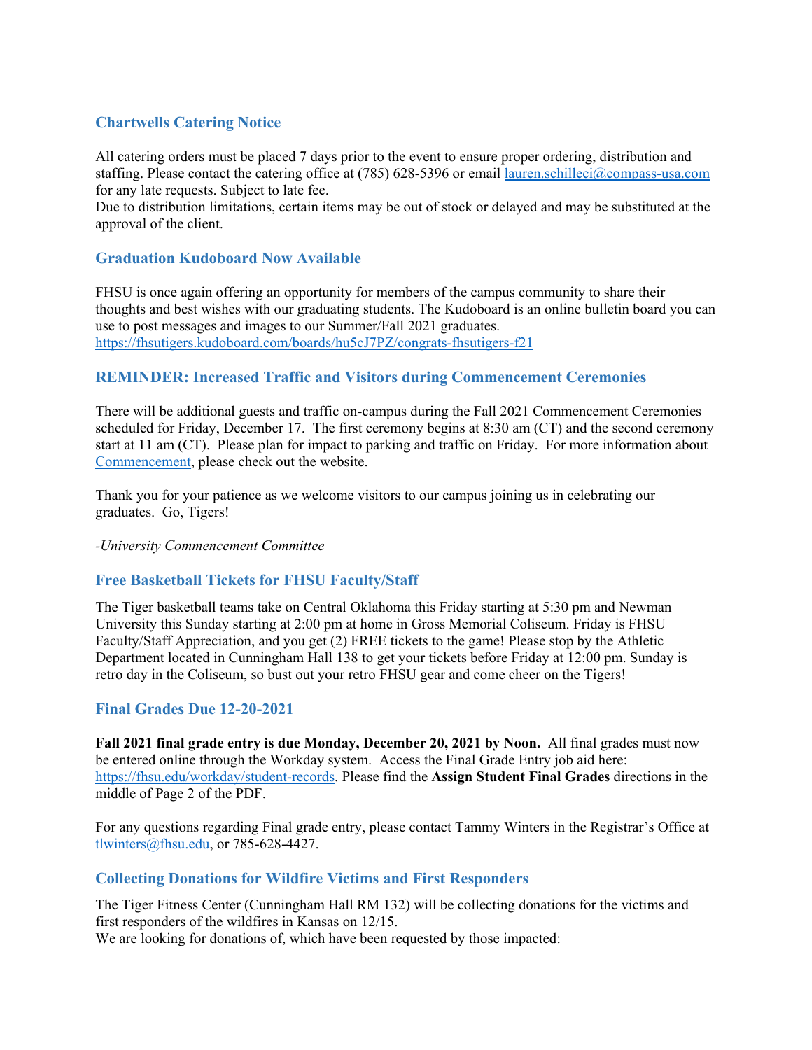### Chartwells Catering Notice

All catering orders must be placed 7 days prior to the event to ensure proper ordering, distribution and staffing. Please contact the catering office at (785) 628-5396 or email [lauren.schilleci@compass-usa.com](mailto:lauren.schilleci@compass-usa.com) for any late requests. Subject to late fee.
Due to distribution limitations, certain items may be out of stock or delayed and may be substituted at the approval of the client.

### Graduation Kudoboard Now Available

FHSU is once again offering an opportunity for members of the campus community to share their thoughts and best wishes with our graduating students. The Kudoboard is an online bulletin board you can use to post messages and images to our Summer/Fall 2021 graduates.
[https://fhsutigers.kudoboard.com/boards/hu5cJ7PZ/congrats-fhsutigers-f21](https://fhsutigers.kudoboard.com/boards/hu5cJ7PZ/congrats-fhsutigers-f21)

### REMINDER: Increased Traffic and Visitors during Commencement Ceremonies

There will be additional guests and traffic on-campus during the Fall 2021 Commencement Ceremonies scheduled for Friday, December 17. The first ceremony begins at 8:30 am (CT) and the second ceremony start at 11 am (CT). Please plan for impact to parking and traffic on Friday. For more information about Commencement, please check out the website.

Thank you for your patience as we welcome visitors to our campus joining us in celebrating our graduates. Go, Tigers!

*-University Commencement Committee*

### Free Basketball Tickets for FHSU Faculty/Staff

The Tiger basketball teams take on Central Oklahoma this Friday starting at 5:30 pm and Newman University this Sunday starting at 2:00 pm at home in Gross Memorial Coliseum. Friday is FHSU Faculty/Staff Appreciation, and you get (2) FREE tickets to the game! Please stop by the Athletic Department located in Cunningham Hall 138 to get your tickets before Friday at 12:00 pm. Sunday is retro day in the Coliseum, so bust out your retro FHSU gear and come cheer on the Tigers!

### Final Grades Due 12-20-2021

**Fall 2021 final grade entry is due Monday, December 20, 2021 by Noon.** All final grades must now be entered online through the Workday system. Access the Final Grade Entry job aid here: [https://fhsu.edu/workday/student-records](https://fhsu.edu/workday/student-records). Please find the **Assign Student Final Grades** directions in the middle of Page 2 of the PDF.

For any questions regarding Final grade entry, please contact Tammy Winters in the Registrar's Office at [tlwinters@fhsu.edu](mailto:tlwinters@fhsu.edu), or 785-628-4427.

### Collecting Donations for Wildfire Victims and First Responders

The Tiger Fitness Center (Cunningham Hall RM 132) will be collecting donations for the victims and first responders of the wildfires in Kansas on 12/15.
We are looking for donations of, which have been requested by those impacted: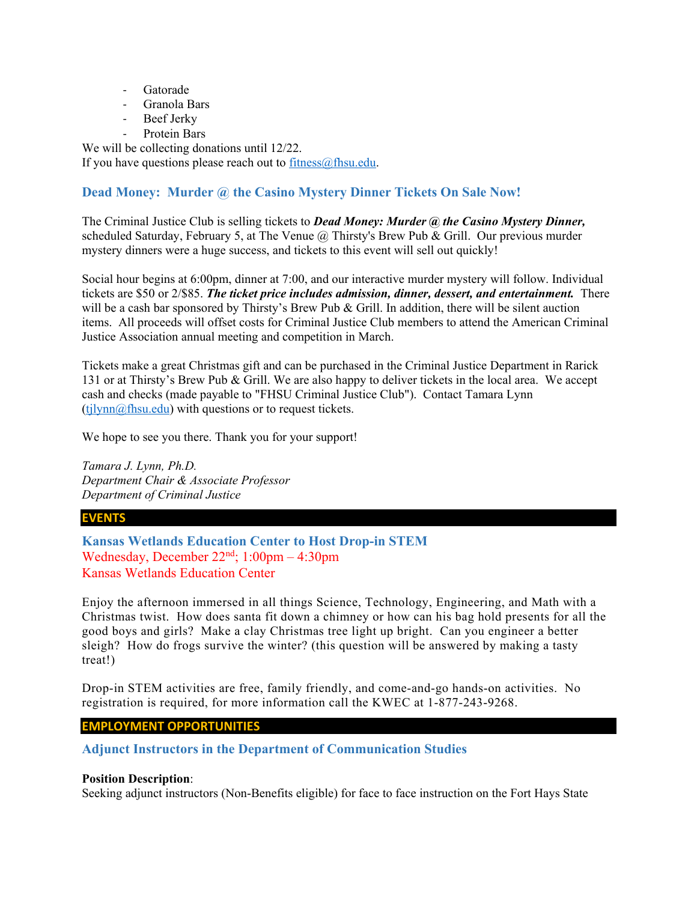- Gatorade
- Granola Bars
- Beef Jerky
- Protein Bars

We will be collecting donations until 12/22.
If you have questions please reach out to [fitness@fhsu.edu](mailto:fitness@fhsu.edu).

### Dead Money: Murder @ the Casino Mystery Dinner Tickets On Sale Now!

The Criminal Justice Club is selling tickets to ***Dead Money: Murder @ the Casino Mystery Dinner,*** scheduled Saturday, February 5, at The Venue @ Thirsty's Brew Pub & Grill. Our previous murder mystery dinners were a huge success, and tickets to this event will sell out quickly!

Social hour begins at 6:00pm, dinner at 7:00, and our interactive murder mystery will follow. Individual tickets are $50 or 2/$85. ***The ticket price includes admission, dinner, dessert, and entertainment.*** There will be a cash bar sponsored by Thirsty's Brew Pub & Grill. In addition, there will be silent auction items. All proceeds will offset costs for Criminal Justice Club members to attend the American Criminal Justice Association annual meeting and competition in March.

Tickets make a great Christmas gift and can be purchased in the Criminal Justice Department in Rarick 131 or at Thirsty's Brew Pub & Grill. We are also happy to deliver tickets in the local area. We accept cash and checks (made payable to "FHSU Criminal Justice Club"). Contact Tamara Lynn ([tjlynn@fhsu.edu](mailto:tjlynn@fhsu.edu)) with questions or to request tickets.

We hope to see you there. Thank you for your support!

*Tamara J. Lynn, Ph.D.*
*Department Chair & Associate Professor*
*Department of Criminal Justice*

## EVENTS

### Kansas Wetlands Education Center to Host Drop-in STEM

Wednesday, December 22nd; 1:00pm – 4:30pm
Kansas Wetlands Education Center

Enjoy the afternoon immersed in all things Science, Technology, Engineering, and Math with a Christmas twist. How does santa fit down a chimney or how can his bag hold presents for all the good boys and girls? Make a clay Christmas tree light up bright. Can you engineer a better sleigh? How do frogs survive the winter? (this question will be answered by making a tasty treat!)

Drop-in STEM activities are free, family friendly, and come-and-go hands-on activities. No registration is required, for more information call the KWEC at 1-877-243-9268.

## EMPLOYMENT OPPORTUNITIES

### Adjunct Instructors in the Department of Communication Studies

**Position Description**:
Seeking adjunct instructors (Non-Benefits eligible) for face to face instruction on the Fort Hays State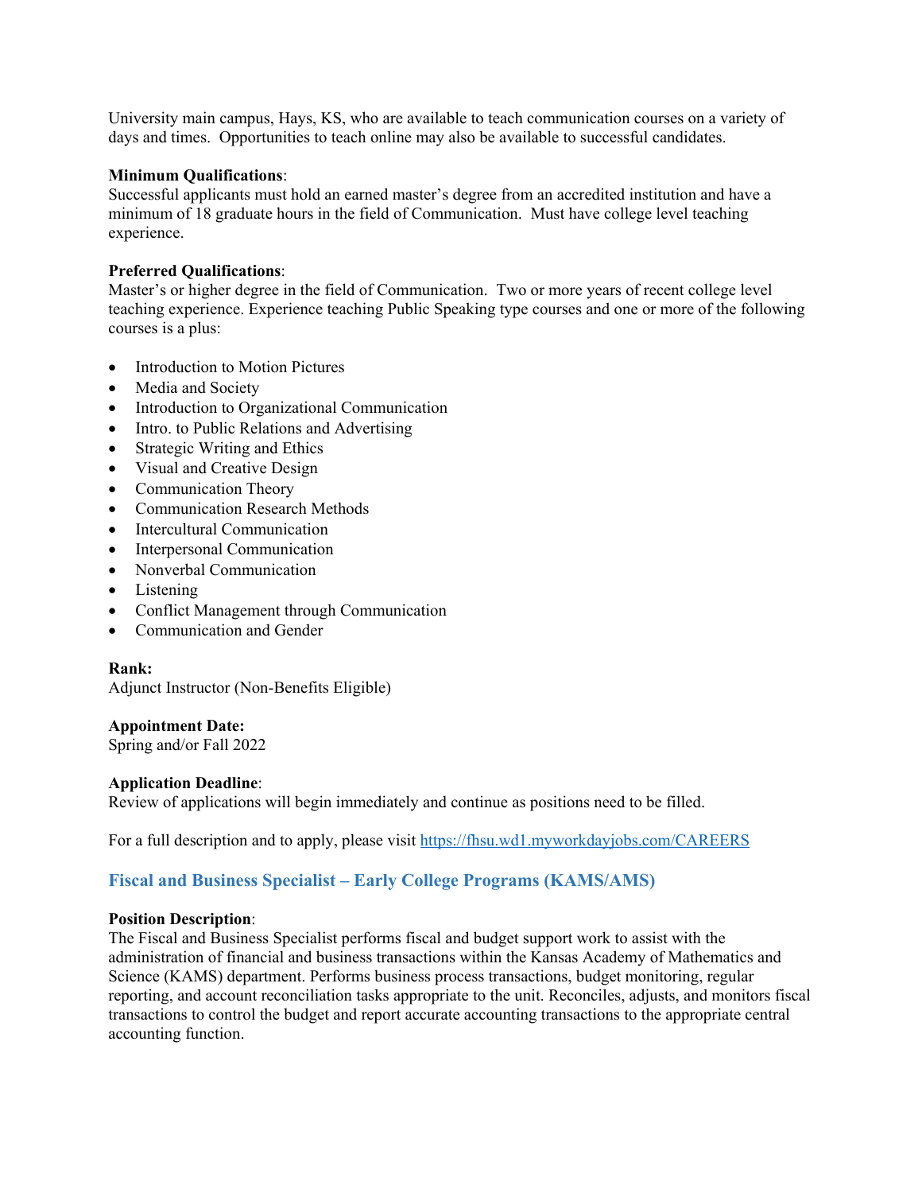University main campus, Hays, KS, who are available to teach communication courses on a variety of days and times. Opportunities to teach online may also be available to successful candidates.

**Minimum Qualifications**:
Successful applicants must hold an earned master's degree from an accredited institution and have a minimum of 18 graduate hours in the field of Communication. Must have college level teaching experience.

**Preferred Qualifications**:
Master's or higher degree in the field of Communication. Two or more years of recent college level teaching experience. Experience teaching Public Speaking type courses and one or more of the following courses is a plus:

- Introduction to Motion Pictures
- Media and Society
- Introduction to Organizational Communication
- Intro. to Public Relations and Advertising
- Strategic Writing and Ethics
- Visual and Creative Design
- Communication Theory
- Communication Research Methods
- Intercultural Communication
- Interpersonal Communication
- Nonverbal Communication
- Listening
- Conflict Management through Communication
- Communication and Gender

**Rank:**
Adjunct Instructor (Non-Benefits Eligible)

**Appointment Date:**
Spring and/or Fall 2022

**Application Deadline**:
Review of applications will begin immediately and continue as positions need to be filled.

For a full description and to apply, please visit https://fhsu.wd1.myworkdayjobs.com/CAREERS

### Fiscal and Business Specialist – Early College Programs (KAMS/AMS)

**Position Description**:
The Fiscal and Business Specialist performs fiscal and budget support work to assist with the administration of financial and business transactions within the Kansas Academy of Mathematics and Science (KAMS) department. Performs business process transactions, budget monitoring, regular reporting, and account reconciliation tasks appropriate to the unit. Reconciles, adjusts, and monitors fiscal transactions to control the budget and report accurate accounting transactions to the appropriate central accounting function.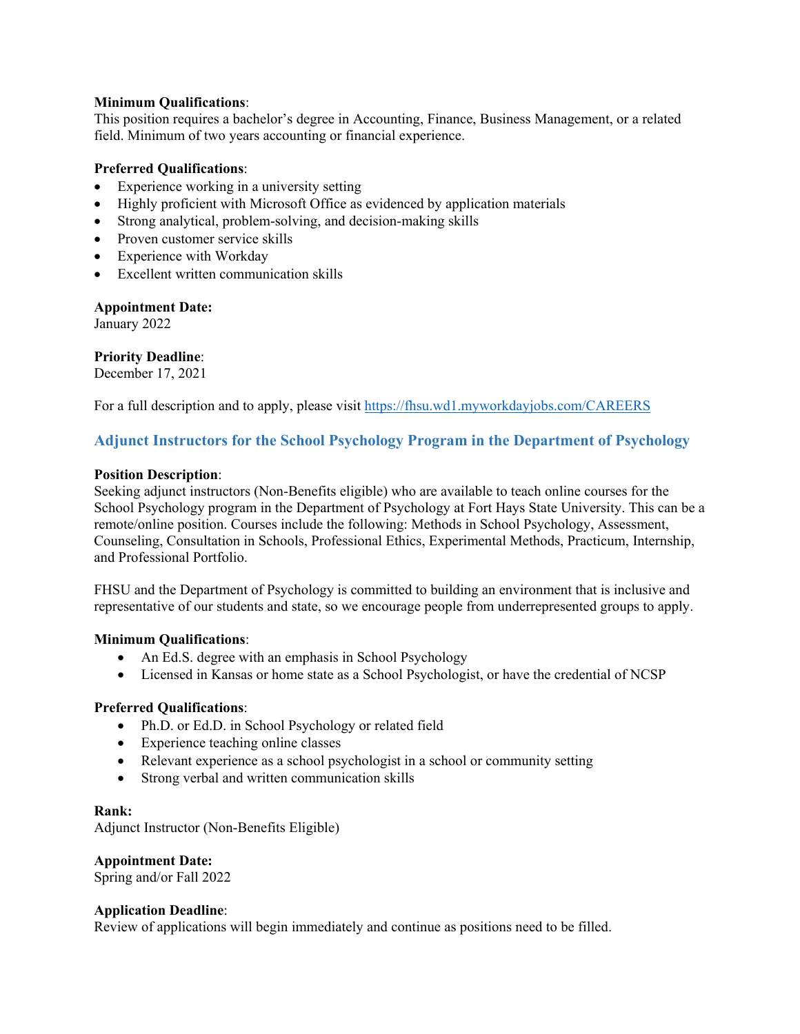**Minimum Qualifications**:
This position requires a bachelor's degree in Accounting, Finance, Business Management, or a related field. Minimum of two years accounting or financial experience.

**Preferred Qualifications**:

- Experience working in a university setting
- Highly proficient with Microsoft Office as evidenced by application materials
- Strong analytical, problem-solving, and decision-making skills
- Proven customer service skills
- Experience with Workday
- Excellent written communication skills

**Appointment Date:**
January 2022

**Priority Deadline**:
December 17, 2021

For a full description and to apply, please visit https://fhsu.wd1.myworkdayjobs.com/CAREERS

## Adjunct Instructors for the School Psychology Program in the Department of Psychology

**Position Description**:
Seeking adjunct instructors (Non-Benefits eligible) who are available to teach online courses for the School Psychology program in the Department of Psychology at Fort Hays State University. This can be a remote/online position. Courses include the following: Methods in School Psychology, Assessment, Counseling, Consultation in Schools, Professional Ethics, Experimental Methods, Practicum, Internship, and Professional Portfolio.

FHSU and the Department of Psychology is committed to building an environment that is inclusive and representative of our students and state, so we encourage people from underrepresented groups to apply.

**Minimum Qualifications**:

- An Ed.S. degree with an emphasis in School Psychology
- Licensed in Kansas or home state as a School Psychologist, or have the credential of NCSP

**Preferred Qualifications**:

- Ph.D. or Ed.D. in School Psychology or related field
- Experience teaching online classes
- Relevant experience as a school psychologist in a school or community setting
- Strong verbal and written communication skills

**Rank:**
Adjunct Instructor (Non-Benefits Eligible)

**Appointment Date:**
Spring and/or Fall 2022

**Application Deadline**:
Review of applications will begin immediately and continue as positions need to be filled.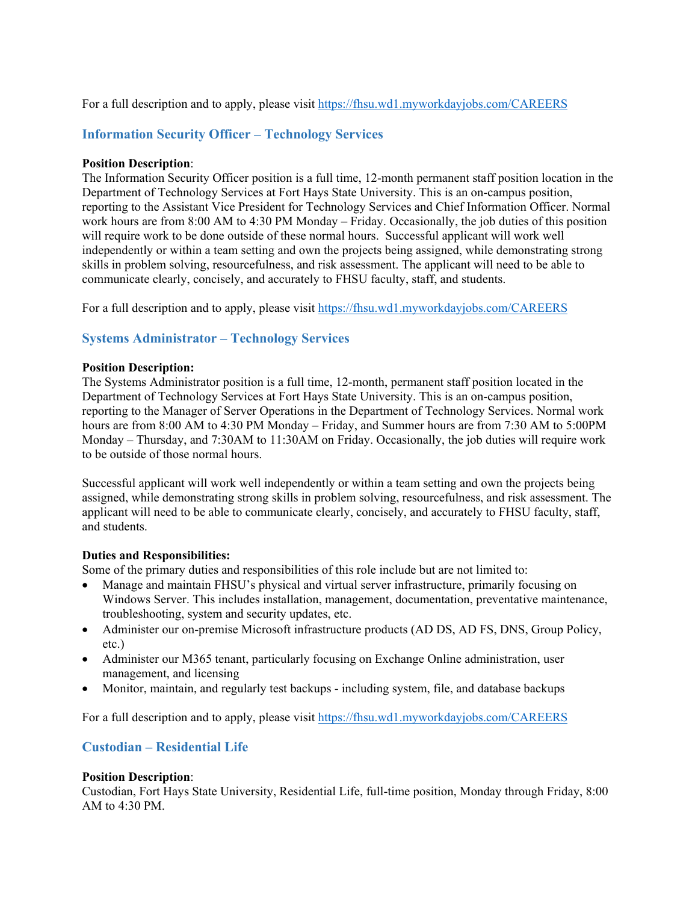For a full description and to apply, please visit https://fhsu.wd1.myworkdayjobs.com/CAREERS

## Information Security Officer – Technology Services

**Position Description**:
The Information Security Officer position is a full time, 12-month permanent staff position location in the Department of Technology Services at Fort Hays State University. This is an on-campus position, reporting to the Assistant Vice President for Technology Services and Chief Information Officer. Normal work hours are from 8:00 AM to 4:30 PM Monday – Friday. Occasionally, the job duties of this position will require work to be done outside of these normal hours. Successful applicant will work well independently or within a team setting and own the projects being assigned, while demonstrating strong skills in problem solving, resourcefulness, and risk assessment. The applicant will need to be able to communicate clearly, concisely, and accurately to FHSU faculty, staff, and students.

For a full description and to apply, please visit https://fhsu.wd1.myworkdayjobs.com/CAREERS

## Systems Administrator – Technology Services

**Position Description:**
The Systems Administrator position is a full time, 12-month, permanent staff position located in the Department of Technology Services at Fort Hays State University. This is an on-campus position, reporting to the Manager of Server Operations in the Department of Technology Services. Normal work hours are from 8:00 AM to 4:30 PM Monday – Friday, and Summer hours are from 7:30 AM to 5:00PM Monday – Thursday, and 7:30AM to 11:30AM on Friday. Occasionally, the job duties will require work to be outside of those normal hours.

Successful applicant will work well independently or within a team setting and own the projects being assigned, while demonstrating strong skills in problem solving, resourcefulness, and risk assessment. The applicant will need to be able to communicate clearly, concisely, and accurately to FHSU faculty, staff, and students.

**Duties and Responsibilities:**
Some of the primary duties and responsibilities of this role include but are not limited to:

- Manage and maintain FHSU's physical and virtual server infrastructure, primarily focusing on Windows Server. This includes installation, management, documentation, preventative maintenance, troubleshooting, system and security updates, etc.
- Administer our on-premise Microsoft infrastructure products (AD DS, AD FS, DNS, Group Policy, etc.)
- Administer our M365 tenant, particularly focusing on Exchange Online administration, user management, and licensing
- Monitor, maintain, and regularly test backups - including system, file, and database backups

For a full description and to apply, please visit https://fhsu.wd1.myworkdayjobs.com/CAREERS

## Custodian – Residential Life

**Position Description**:
Custodian, Fort Hays State University, Residential Life, full-time position, Monday through Friday, 8:00 AM to 4:30 PM.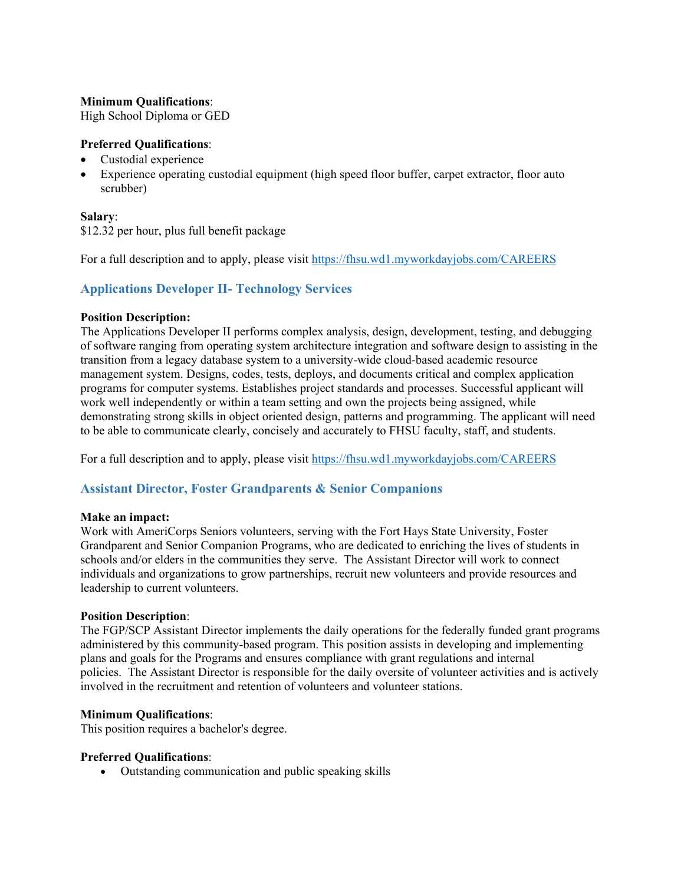**Minimum Qualifications**:
High School Diploma or GED

**Preferred Qualifications**:

- Custodial experience
- Experience operating custodial equipment (high speed floor buffer, carpet extractor, floor auto scrubber)

**Salary**:
$12.32 per hour, plus full benefit package

For a full description and to apply, please visit https://fhsu.wd1.myworkdayjobs.com/CAREERS

## Applications Developer II- Technology Services

**Position Description:**
The Applications Developer II performs complex analysis, design, development, testing, and debugging of software ranging from operating system architecture integration and software design to assisting in the transition from a legacy database system to a university-wide cloud-based academic resource management system. Designs, codes, tests, deploys, and documents critical and complex application programs for computer systems. Establishes project standards and processes. Successful applicant will work well independently or within a team setting and own the projects being assigned, while demonstrating strong skills in object oriented design, patterns and programming. The applicant will need to be able to communicate clearly, concisely and accurately to FHSU faculty, staff, and students.

For a full description and to apply, please visit https://fhsu.wd1.myworkdayjobs.com/CAREERS

## Assistant Director, Foster Grandparents & Senior Companions

**Make an impact:**
Work with AmeriCorps Seniors volunteers, serving with the Fort Hays State University, Foster Grandparent and Senior Companion Programs, who are dedicated to enriching the lives of students in schools and/or elders in the communities they serve. The Assistant Director will work to connect individuals and organizations to grow partnerships, recruit new volunteers and provide resources and leadership to current volunteers.

**Position Description**:
The FGP/SCP Assistant Director implements the daily operations for the federally funded grant programs administered by this community-based program. This position assists in developing and implementing plans and goals for the Programs and ensures compliance with grant regulations and internal policies. The Assistant Director is responsible for the daily oversite of volunteer activities and is actively involved in the recruitment and retention of volunteers and volunteer stations.

**Minimum Qualifications**:
This position requires a bachelor's degree.

**Preferred Qualifications**:

- Outstanding communication and public speaking skills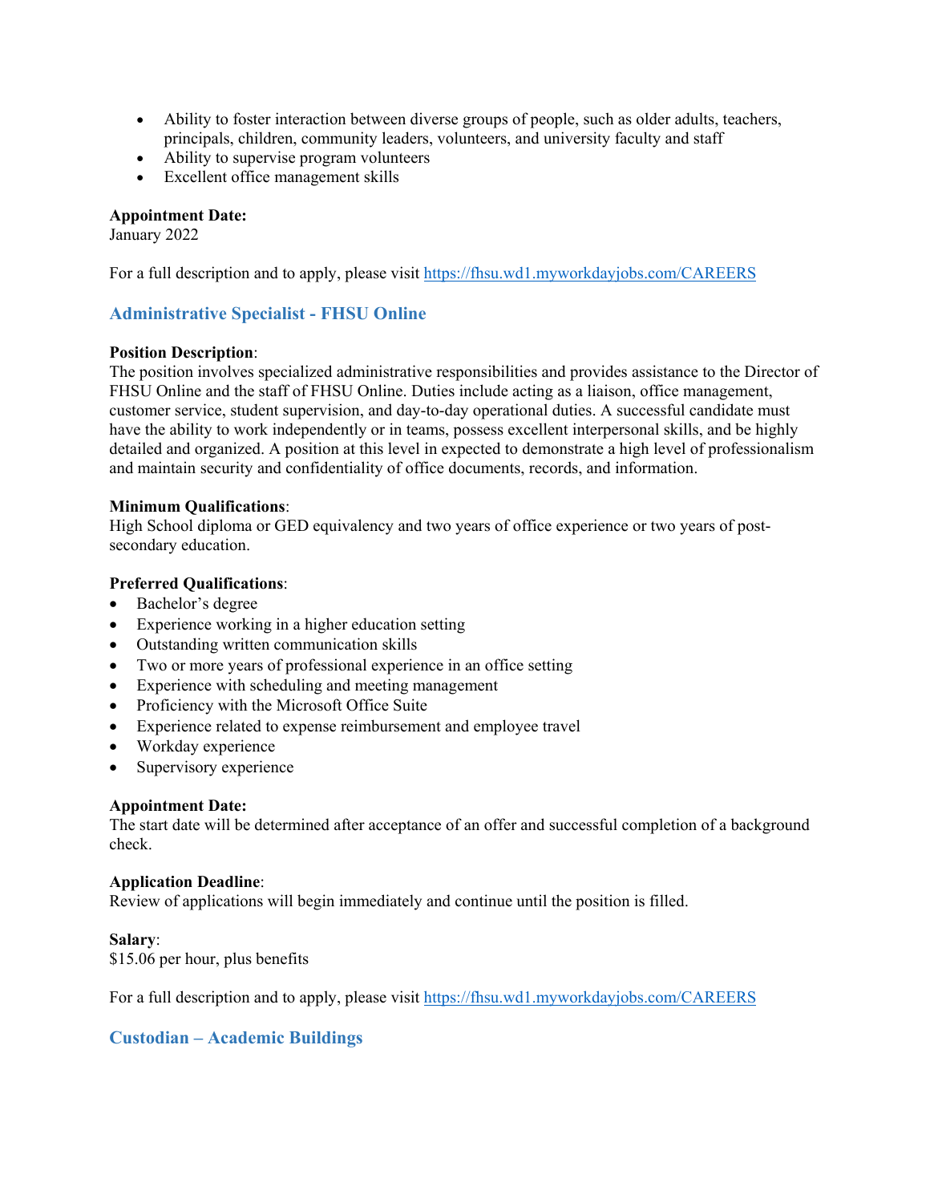- Ability to foster interaction between diverse groups of people, such as older adults, teachers, principals, children, community leaders, volunteers, and university faculty and staff
- Ability to supervise program volunteers
- Excellent office management skills

**Appointment Date:**
January 2022

For a full description and to apply, please visit https://fhsu.wd1.myworkdayjobs.com/CAREERS

## Administrative Specialist - FHSU Online

**Position Description**:
The position involves specialized administrative responsibilities and provides assistance to the Director of FHSU Online and the staff of FHSU Online. Duties include acting as a liaison, office management, customer service, student supervision, and day-to-day operational duties. A successful candidate must have the ability to work independently or in teams, possess excellent interpersonal skills, and be highly detailed and organized. A position at this level in expected to demonstrate a high level of professionalism and maintain security and confidentiality of office documents, records, and information.

**Minimum Qualifications**:
High School diploma or GED equivalency and two years of office experience or two years of post-secondary education.

**Preferred Qualifications**:
- Bachelor's degree
- Experience working in a higher education setting
- Outstanding written communication skills
- Two or more years of professional experience in an office setting
- Experience with scheduling and meeting management
- Proficiency with the Microsoft Office Suite
- Experience related to expense reimbursement and employee travel
- Workday experience
- Supervisory experience

**Appointment Date:**
The start date will be determined after acceptance of an offer and successful completion of a background check.

**Application Deadline**:
Review of applications will begin immediately and continue until the position is filled.

**Salary**:
$15.06 per hour, plus benefits

For a full description and to apply, please visit https://fhsu.wd1.myworkdayjobs.com/CAREERS

## Custodian – Academic Buildings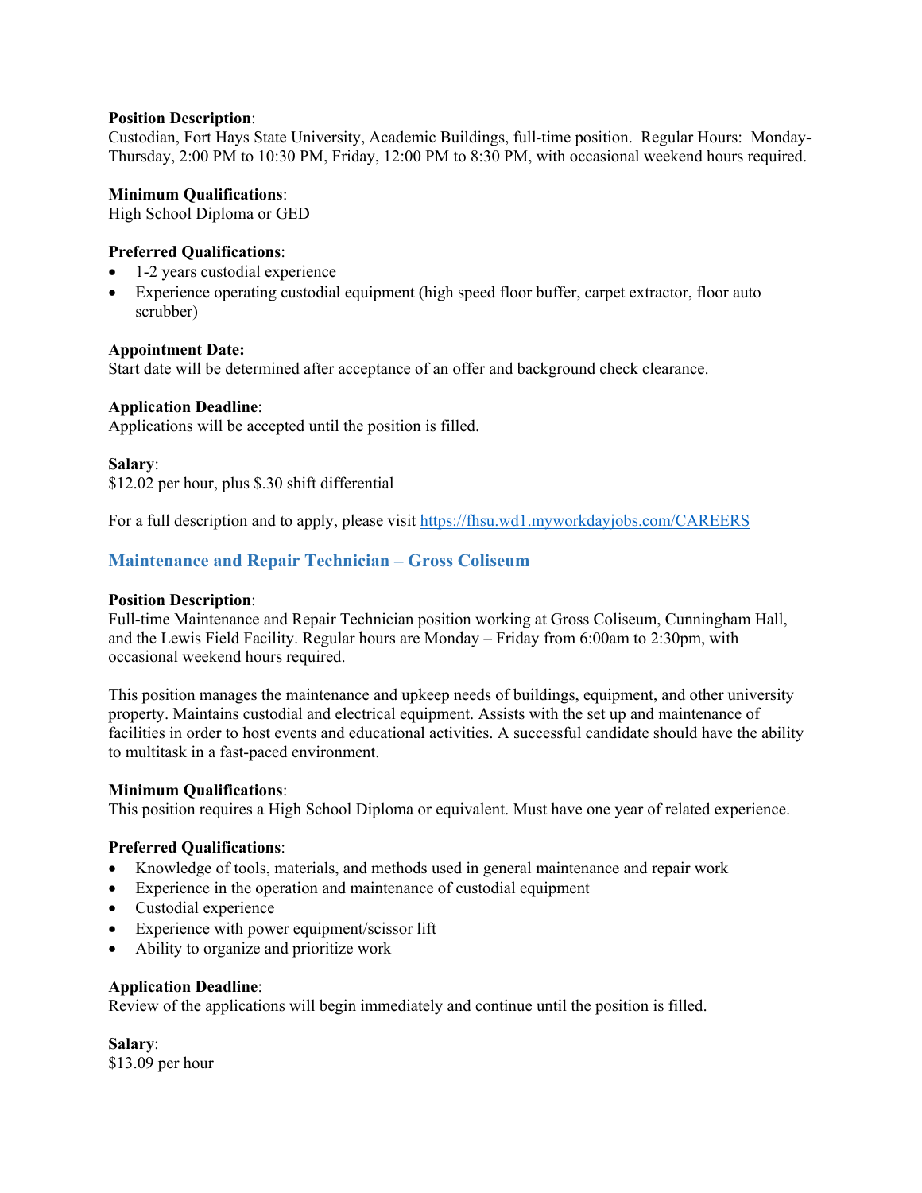**Position Description**:
Custodian, Fort Hays State University, Academic Buildings, full-time position. Regular Hours: Monday-Thursday, 2:00 PM to 10:30 PM, Friday, 12:00 PM to 8:30 PM, with occasional weekend hours required.

**Minimum Qualifications**:
High School Diploma or GED

**Preferred Qualifications**:
- 1-2 years custodial experience
- Experience operating custodial equipment (high speed floor buffer, carpet extractor, floor auto scrubber)

**Appointment Date:**
Start date will be determined after acceptance of an offer and background check clearance.

**Application Deadline**:
Applications will be accepted until the position is filled.

**Salary**:
$12.02 per hour, plus $.30 shift differential

For a full description and to apply, please visit https://fhsu.wd1.myworkdayjobs.com/CAREERS

## Maintenance and Repair Technician – Gross Coliseum

**Position Description**:
Full-time Maintenance and Repair Technician position working at Gross Coliseum, Cunningham Hall, and the Lewis Field Facility. Regular hours are Monday – Friday from 6:00am to 2:30pm, with occasional weekend hours required.

This position manages the maintenance and upkeep needs of buildings, equipment, and other university property. Maintains custodial and electrical equipment. Assists with the set up and maintenance of facilities in order to host events and educational activities. A successful candidate should have the ability to multitask in a fast-paced environment.

**Minimum Qualifications**:
This position requires a High School Diploma or equivalent. Must have one year of related experience.

**Preferred Qualifications**:
- Knowledge of tools, materials, and methods used in general maintenance and repair work
- Experience in the operation and maintenance of custodial equipment
- Custodial experience
- Experience with power equipment/scissor lift
- Ability to organize and prioritize work

**Application Deadline**:
Review of the applications will begin immediately and continue until the position is filled.

**Salary**:
$13.09 per hour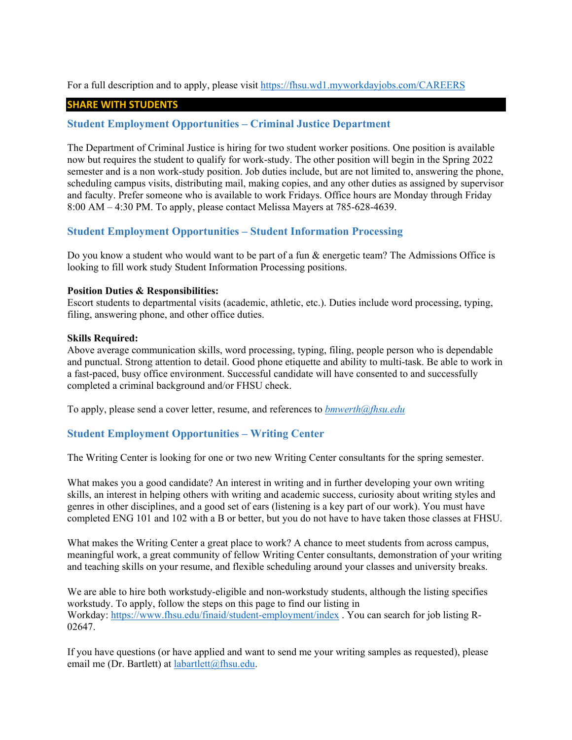For a full description and to apply, please visit https://fhsu.wd1.myworkdayjobs.com/CAREERS

**SHARE WITH STUDENTS**

### Student Employment Opportunities – Criminal Justice Department

The Department of Criminal Justice is hiring for two student worker positions. One position is available now but requires the student to qualify for work-study. The other position will begin in the Spring 2022 semester and is a non work-study position. Job duties include, but are not limited to, answering the phone, scheduling campus visits, distributing mail, making copies, and any other duties as assigned by supervisor and faculty. Prefer someone who is available to work Fridays. Office hours are Monday through Friday 8:00 AM – 4:30 PM. To apply, please contact Melissa Mayers at 785-628-4639.

### Student Employment Opportunities – Student Information Processing

Do you know a student who would want to be part of a fun & energetic team? The Admissions Office is looking to fill work study Student Information Processing positions.

**Position Duties & Responsibilities:**
Escort students to departmental visits (academic, athletic, etc.). Duties include word processing, typing, filing, answering phone, and other office duties.

**Skills Required:**
Above average communication skills, word processing, typing, filing, people person who is dependable and punctual. Strong attention to detail. Good phone etiquette and ability to multi-task. Be able to work in a fast-paced, busy office environment. Successful candidate will have consented to and successfully completed a criminal background and/or FHSU check.

To apply, please send a cover letter, resume, and references to *bmwerth@fhsu.edu*

### Student Employment Opportunities – Writing Center

The Writing Center is looking for one or two new Writing Center consultants for the spring semester.

What makes you a good candidate? An interest in writing and in further developing your own writing skills, an interest in helping others with writing and academic success, curiosity about writing styles and genres in other disciplines, and a good set of ears (listening is a key part of our work). You must have completed ENG 101 and 102 with a B or better, but you do not have to have taken those classes at FHSU.

What makes the Writing Center a great place to work? A chance to meet students from across campus, meaningful work, a great community of fellow Writing Center consultants, demonstration of your writing and teaching skills on your resume, and flexible scheduling around your classes and university breaks.

We are able to hire both workstudy-eligible and non-workstudy students, although the listing specifies workstudy. To apply, follow the steps on this page to find our listing in Workday: https://www.fhsu.edu/finaid/student-employment/index . You can search for job listing R-02647.

If you have questions (or have applied and want to send me your writing samples as requested), please email me (Dr. Bartlett) at labartlett@fhsu.edu.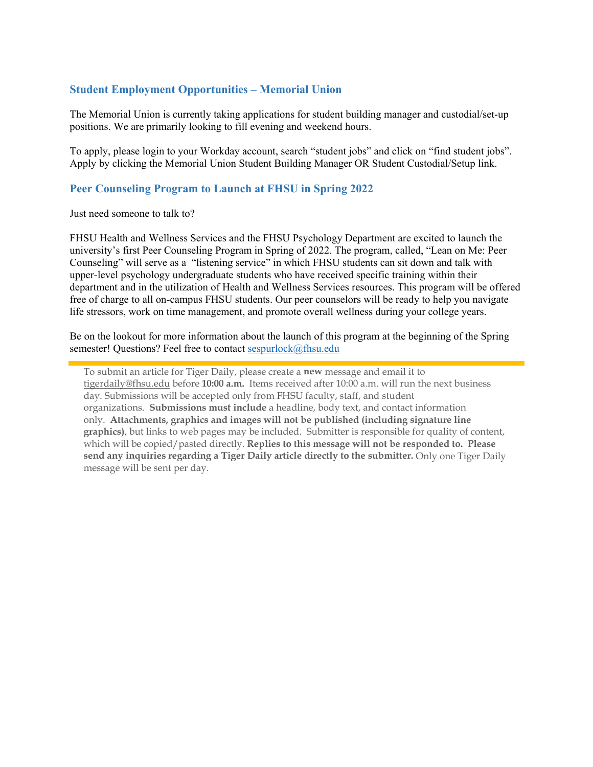### Student Employment Opportunities – Memorial Union

The Memorial Union is currently taking applications for student building manager and custodial/set-up positions. We are primarily looking to fill evening and weekend hours.

To apply, please login to your Workday account, search "student jobs" and click on "find student jobs". Apply by clicking the Memorial Union Student Building Manager OR Student Custodial/Setup link.

### Peer Counseling Program to Launch at FHSU in Spring 2022

Just need someone to talk to?

FHSU Health and Wellness Services and the FHSU Psychology Department are excited to launch the university's first Peer Counseling Program in Spring of 2022. The program, called, "Lean on Me: Peer Counseling" will serve as a "listening service" in which FHSU students can sit down and talk with upper-level psychology undergraduate students who have received specific training within their department and in the utilization of Health and Wellness Services resources. This program will be offered free of charge to all on-campus FHSU students. Our peer counselors will be ready to help you navigate life stressors, work on time management, and promote overall wellness during your college years.

Be on the lookout for more information about the launch of this program at the beginning of the Spring semester! Questions? Feel free to contact sespurlock@fhsu.edu

---

To submit an article for Tiger Daily, please create a **new** message and email it to tigerdaily@fhsu.edu before **10:00 a.m.** Items received after 10:00 a.m. will run the next business day. Submissions will be accepted only from FHSU faculty, staff, and student organizations. **Submissions must include** a headline, body text, and contact information only. **Attachments, graphics and images will not be published (including signature line graphics)**, but links to web pages may be included. Submitter is responsible for quality of content, which will be copied/pasted directly. **Replies to this message will not be responded to. Please send any inquiries regarding a Tiger Daily article directly to the submitter.** Only one Tiger Daily message will be sent per day.